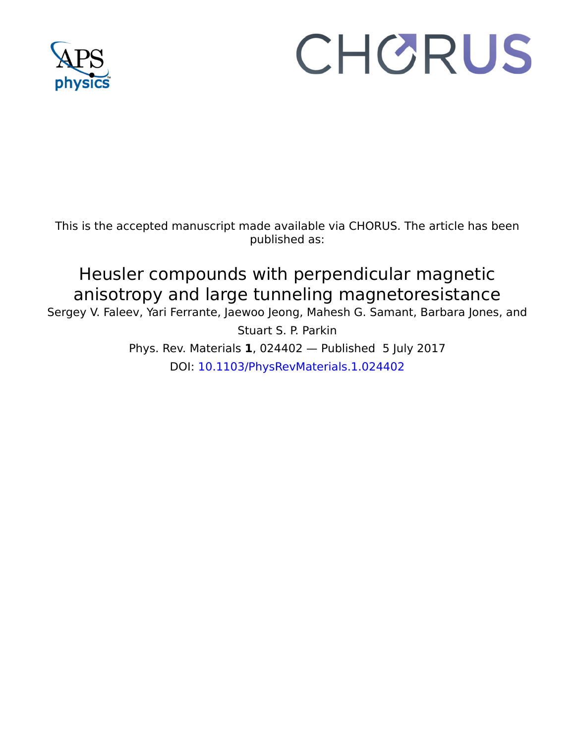This is the accepted manuscript made available via CHORUS. The article has been published as:

# Heusler compounds with perpendicular magnetic anisotropy and large tunneling magnetoresistance

Sergey V. Faleev, Yari Ferrante, Jaewoo Jeong, Mahesh G. Samant, Barbara Jones, and Stuart S. P. Parkin

Phys. Rev. Materials **1**, 024402 — Published 5 July 2017

DOI: 10.1103/PhysRevMaterials.1.024402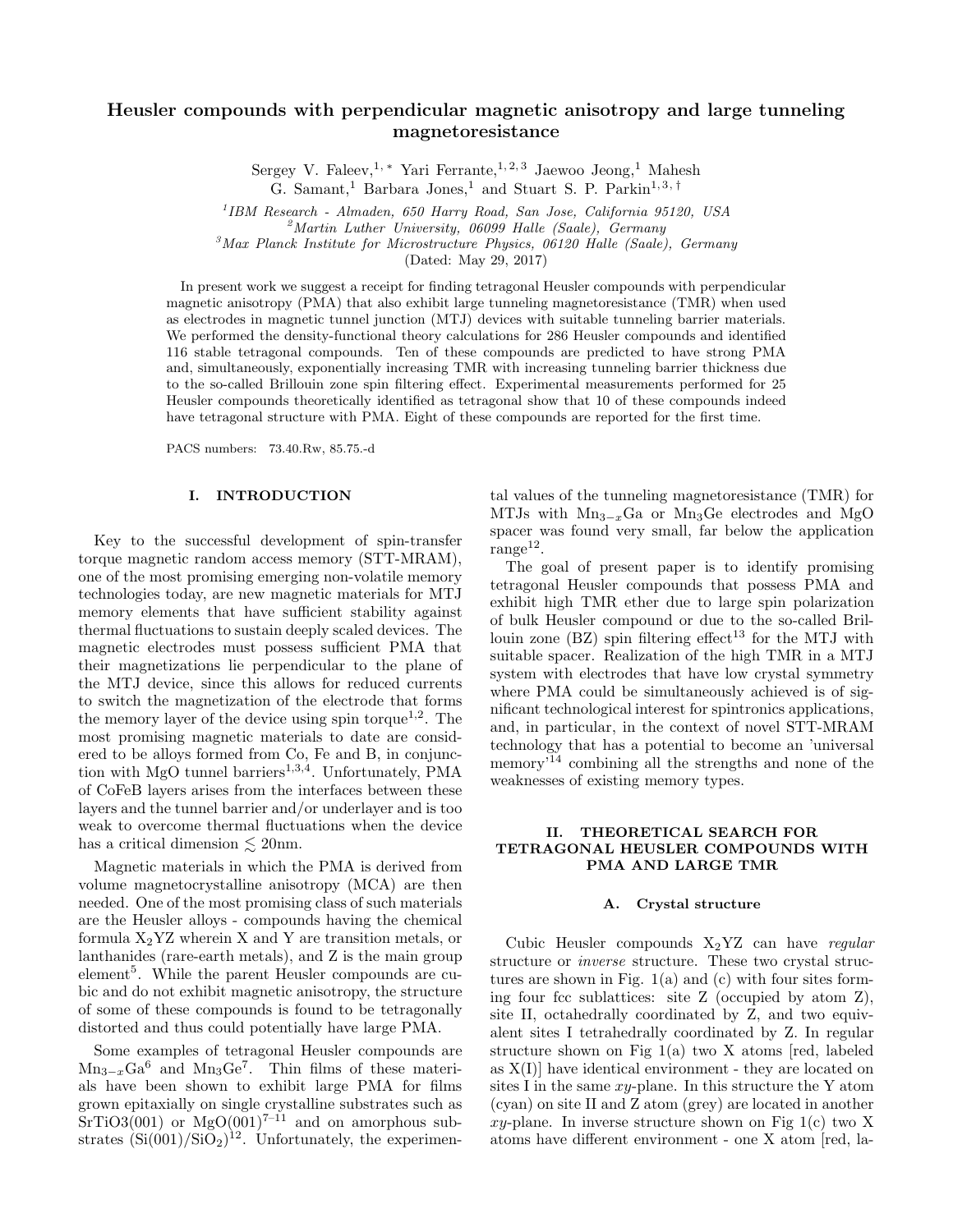# Heusler compounds with perpendicular magnetic anisotropy and large tunneling magnetoresistance

Sergey V. Faleev,[1,*] Yari Ferrante,[1,2,3] Jaewoo Jeong,[1] Mahesh G. Samant,[1] Barbara Jones,[1] and Stuart S. P. Parkin[1,3,†]

[1]IBM Research - Almaden, 650 Harry Road, San Jose, California 95120, USA
[2]Martin Luther University, 06099 Halle (Saale), Germany
[3]Max Planck Institute for Microstructure Physics, 06120 Halle (Saale), Germany
(Dated: May 29, 2017)

In present work we suggest a receipt for finding tetragonal Heusler compounds with perpendicular magnetic anisotropy (PMA) that also exhibit large tunneling magnetoresistance (TMR) when used as electrodes in magnetic tunnel junction (MTJ) devices with suitable tunneling barrier materials. We performed the density-functional theory calculations for 286 Heusler compounds and identified 116 stable tetragonal compounds. Ten of these compounds are predicted to have strong PMA and, simultaneously, exponentially increasing TMR with increasing tunneling barrier thickness due to the so-called Brillouin zone spin filtering effect. Experimental measurements performed for 25 Heusler compounds theoretically identified as tetragonal show that 10 of these compounds indeed have tetragonal structure with PMA. Eight of these compounds are reported for the first time.

PACS numbers: 73.40.Rw, 85.75.-d

## I. INTRODUCTION

Key to the successful development of spin-transfer torque magnetic random access memory (STT-MRAM), one of the most promising emerging non-volatile memory technologies today, are new magnetic materials for MTJ memory elements that have sufficient stability against thermal fluctuations to sustain deeply scaled devices. The magnetic electrodes must possess sufficient PMA that their magnetizations lie perpendicular to the plane of the MTJ device, since this allows for reduced currents to switch the magnetization of the electrode that forms the memory layer of the device using spin torque[1,2]. The most promising magnetic materials to date are considered to be alloys formed from Co, Fe and B, in conjunction with MgO tunnel barriers[1,3,4]. Unfortunately, PMA of CoFeB layers arises from the interfaces between these layers and the tunnel barrier and/or underlayer and is too weak to overcome thermal fluctuations when the device has a critical dimension $\lesssim$ 20nm.

Magnetic materials in which the PMA is derived from volume magnetocrystalline anisotropy (MCA) are then needed. One of the most promising class of such materials are the Heusler alloys - compounds having the chemical formula $X_2YZ$ wherein X and Y are transition metals, or lanthanides (rare-earth metals), and Z is the main group element[5]. While the parent Heusler compounds are cubic and do not exhibit magnetic anisotropy, the structure of some of these compounds is found to be tetragonally distorted and thus could potentially have large PMA.

Some examples of tetragonal Heusler compounds are $Mn_{3-x}Ga$[6] and $Mn_3Ge$[7]. Thin films of these materials have been shown to exhibit large PMA for films grown epitaxially on single crystalline substrates such as SrTiO3(001) or MgO(001)[7–11] and on amorphous substrates (Si(001)/$SiO_2$)[12]. Unfortunately, the experimental values of the tunneling magnetoresistance (TMR) for MTJs with $Mn_{3-x}Ga$ or $Mn_3Ge$ electrodes and MgO spacer was found very small, far below the application range[12].

The goal of present paper is to identify promising tetragonal Heusler compounds that possess PMA and exhibit high TMR ether due to large spin polarization of bulk Heusler compound or due to the so-called Brillouin zone (BZ) spin filtering effect[13] for the MTJ with suitable spacer. Realization of the high TMR in a MTJ system with electrodes that have low crystal symmetry where PMA could be simultaneously achieved is of significant technological interest for spintronics applications, and, in particular, in the context of novel STT-MRAM technology that has a potential to become an 'universal memory'[14] combining all the strengths and none of the weaknesses of existing memory types.

## II. THEORETICAL SEARCH FOR TETRAGONAL HEUSLER COMPOUNDS WITH PMA AND LARGE TMR

### A. Crystal structure

Cubic Heusler compounds $X_2YZ$ can have *regular* structure or *inverse* structure. These two crystal structures are shown in Fig. 1(a) and (c) with four sites forming four fcc sublattices: site Z (occupied by atom Z), site II, octahedrally coordinated by Z, and two equivalent sites I tetrahedrally coordinated by Z. In regular structure shown on Fig 1(a) two X atoms [red, labeled as X(I)] have identical environment - they are located on sites I in the same *xy*-plane. In this structure the Y atom (cyan) on site II and Z atom (grey) are located in another *xy*-plane. In inverse structure shown on Fig 1(c) two X atoms have different environment - one X atom [red, la-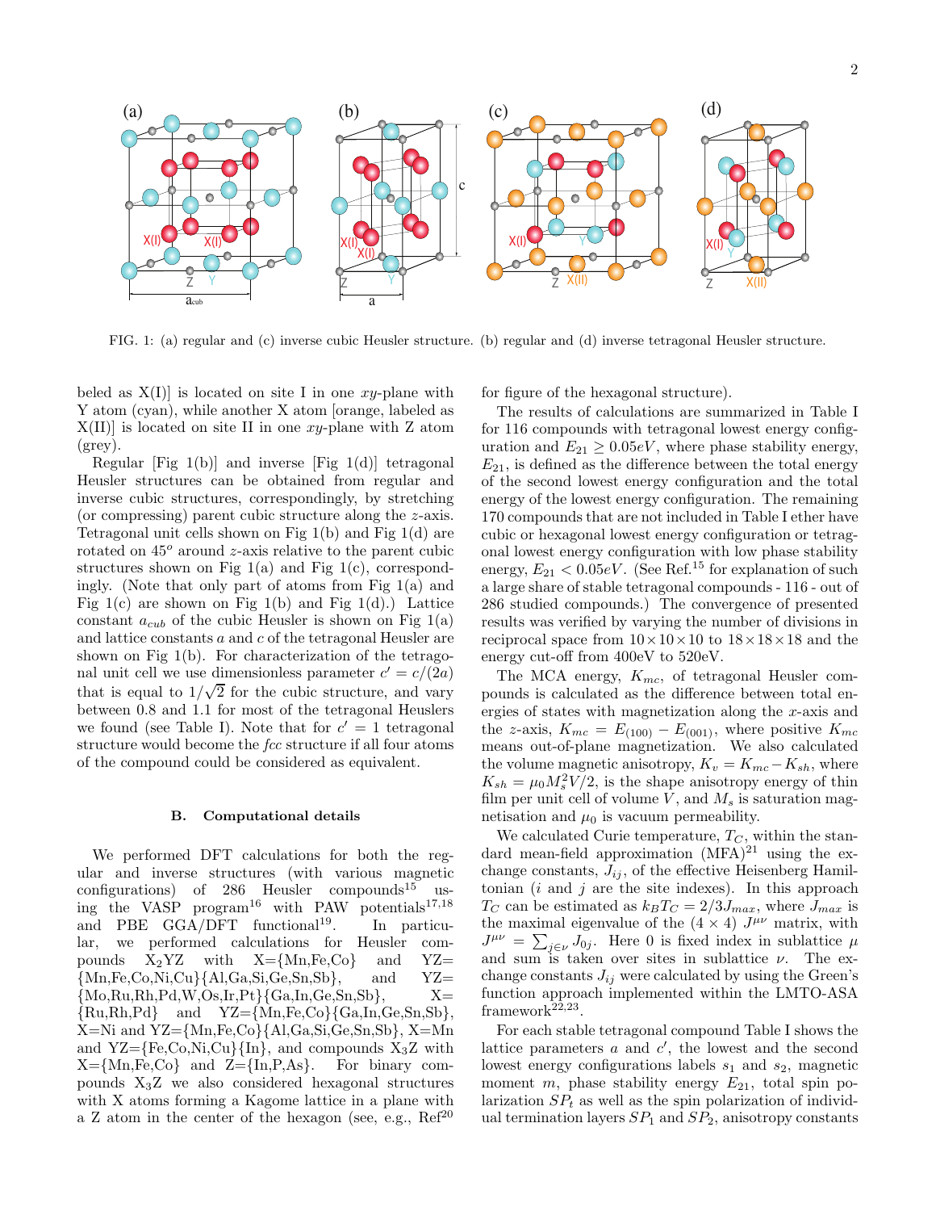FIG. 1: (a) regular and (c) inverse cubic Heusler structure. (b) regular and (d) inverse tetragonal Heusler structure.

beled as X(I)] is located on site I in one $xy$-plane with Y atom (cyan), while another X atom [orange, labeled as X(II)] is located on site II in one $xy$-plane with Z atom (grey).

Regular [Fig 1(b)] and inverse [Fig 1(d)] tetragonal Heusler structures can be obtained from regular and inverse cubic structures, correspondingly, by stretching (or compressing) parent cubic structure along the $z$-axis. Tetragonal unit cells shown on Fig 1(b) and Fig 1(d) are rotated on $45^o$ around $z$-axis relative to the parent cubic structures shown on Fig 1(a) and Fig 1(c), correspondingly. (Note that only part of atoms from Fig 1(a) and Fig 1(c) are shown on Fig 1(b) and Fig 1(d).) Lattice constant $a_{cub}$ of the cubic Heusler is shown on Fig 1(a) and lattice constants $a$ and $c$ of the tetragonal Heusler are shown on Fig 1(b). For characterization of the tetragonal unit cell we use dimensionless parameter $c' = c/(2a)$ that is equal to $1/\sqrt{2}$ for the cubic structure, and vary between 0.8 and 1.1 for most of the tetragonal Heuslers we found (see Table I). Note that for $c' = 1$ tetragonal structure would become the *fcc* structure if all four atoms of the compound could be considered as equivalent.

### B. Computational details

We performed DFT calculations for both the regular and inverse structures (with various magnetic configurations) of 286 Heusler compounds[15] using the VASP program[16] with PAW potentials[17,18] and PBE GGA/DFT functional[19]. In particular, we performed calculations for Heusler compounds $X_2YZ$ with X={Mn,Fe,Co} and YZ={Mn,Fe,Co,Ni,Cu}{Al,Ga,Si,Ge,Sn,Sb}, and YZ={Mo,Ru,Rh,Pd,W,Os,Ir,Pt}{Ga,In,Ge,Sn,Sb}, X={Ru,Rh,Pd} and YZ={Mn,Fe,Co}{Ga,In,Ge,Sn,Sb}, X=Ni and YZ={Mn,Fe,Co}{Al,Ga,Si,Ge,Sn,Sb}, X=Mn and YZ={Fe,Co,Ni,Cu}{In}, and compounds $X_3Z$ with X={Mn,Fe,Co} and Z={In,P,As}. For binary compounds $X_3Z$ we also considered hexagonal structures with X atoms forming a Kagome lattice in a plane with a Z atom in the center of the hexagon (see, e.g., Ref[20] for figure of the hexagonal structure).

The results of calculations are summarized in Table I for 116 compounds with tetragonal lowest energy configuration and $E_{21} \geq 0.05eV$, where phase stability energy, $E_{21}$, is defined as the difference between the total energy of the second lowest energy configuration and the total energy of the lowest energy configuration. The remaining 170 compounds that are not included in Table I ether have cubic or hexagonal lowest energy configuration or tetragonal lowest energy configuration with low phase stability energy, $E_{21} < 0.05eV$. (See Ref.[15] for explanation of such a large share of stable tetragonal compounds - 116 - out of 286 studied compounds.) The convergence of presented results was verified by varying the number of divisions in reciprocal space from $10\times10\times10$ to $18\times18\times18$ and the energy cut-off from 400eV to 520eV.

The MCA energy, $K_{mc}$, of tetragonal Heusler compounds is calculated as the difference between total energies of states with magnetization along the $x$-axis and the $z$-axis, $K_{mc} = E_{(100)} - E_{(001)}$, where positive $K_{mc}$ means out-of-plane magnetization. We also calculated the volume magnetic anisotropy, $K_v = K_{mc} - K_{sh}$, where $K_{sh} = \mu_0 M_s^2 V/2$, is the shape anisotropy energy of thin film per unit cell of volume $V$, and $M_s$ is saturation magnetisation and $\mu_0$ is vacuum permeability.

We calculated Curie temperature, $T_C$, within the standard mean-field approximation (MFA)[21] using the exchange constants, $J_{ij}$, of the effective Heisenberg Hamiltonian ($i$ and $j$ are the site indexes). In this approach $T_C$ can be estimated as $k_B T_C = 2/3 J_{max}$, where $J_{max}$ is the maximal eigenvalue of the $(4\times4)$ $J^{\mu\nu}$ matrix, with $J^{\mu\nu} = \sum_{j\in\nu} J_{0j}$. Here 0 is fixed index in sublattice $\mu$ and sum is taken over sites in sublattice $\nu$. The exchange constants $J_{ij}$ were calculated by using the Green's function approach implemented within the LMTO-ASA framework[22,23].

For each stable tetragonal compound Table I shows the lattice parameters $a$ and $c'$, the lowest and the second lowest energy configurations labels $s_1$ and $s_2$, magnetic moment $m$, phase stability energy $E_{21}$, total spin polarization $SP_t$ as well as the spin polarization of individual termination layers $SP_1$ and $SP_2$, anisotropy constants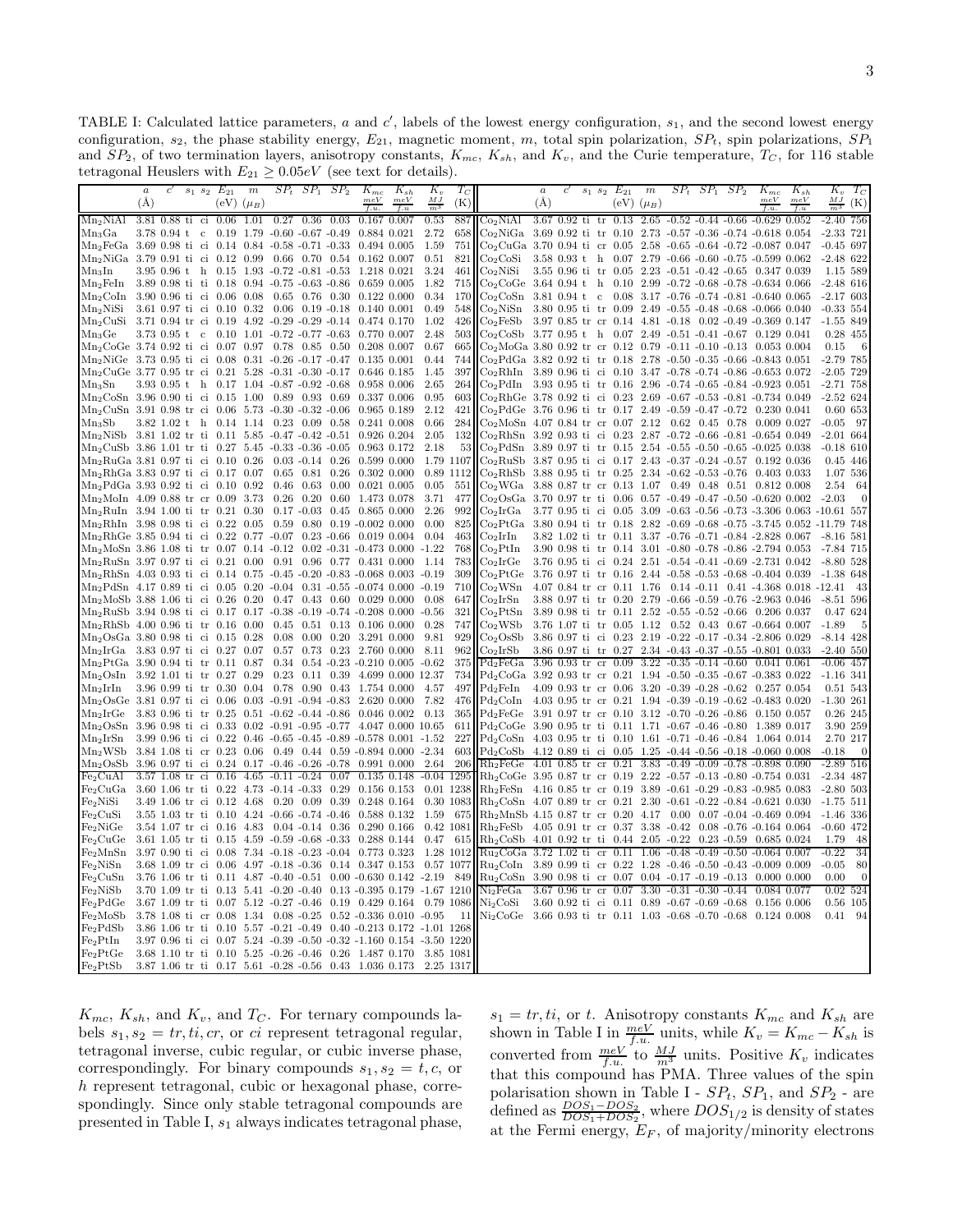TABLE I: Calculated lattice parameters, $a$ and $c'$, labels of the lowest energy configuration, $s_1$, and the second lowest energy configuration, $s_2$, the phase stability energy, $E_{21}$, magnetic moment, $m$, total spin polarization, $SP_t$, spin polarizations, $SP_1$ and $SP_2$, of two termination layers, anisotropy constants, $K_{mc}$, $K_{sh}$, and $K_v$, and the Curie temperature, $T_C$, for 116 stable tetragonal Heuslers with $E_{21} \geq 0.05eV$ (see text for details).

| | $a$ (Å) | $c'$ | $s_1$ | $s_2$ | $E_{21}$ (eV) | $m$ ($\mu_B$) | $SP_t$ | $SP_1$ | $SP_2$ | $K_{mc}$ $\frac{meV}{f.u.}$ | $K_{sh}$ $\frac{meV}{f.u.}$ | $K_v$ $\frac{MJ}{m^3}$ | $T_C$ (K) |
|---|---|---|---|---|---|---|---|---|---|---|---|---|---|
| $Mn_2NiAl$ | 3.81 | 0.88 | ti | ci | 0.06 | 1.01 | 0.27 | 0.36 | 0.03 | 0.167 | 0.007 | 0.53 | 887 |
| $Mn_3Ga$ | 3.78 | 0.94 | t | c | 0.19 | 1.79 | -0.60 | -0.67 | -0.49 | 0.884 | 0.021 | 2.72 | 658 |
| $Mn_2FeGa$ | 3.69 | 0.98 | ti | ci | 0.14 | 0.84 | -0.58 | -0.71 | -0.33 | 0.494 | 0.005 | 1.59 | 751 |
| $Mn_2NiGa$ | 3.79 | 0.91 | ti | ci | 0.12 | 0.99 | 0.66 | 0.70 | 0.54 | 0.162 | 0.007 | 0.51 | 821 |
| $Mn_3In$ | 3.95 | 0.96 | t | h | 0.15 | 1.93 | -0.72 | -0.81 | -0.53 | 1.218 | 0.021 | 3.24 | 461 |
| $Mn_2FeIn$ | 3.89 | 0.98 | ti | ti | 0.18 | 0.94 | -0.75 | -0.63 | -0.86 | 0.659 | 0.005 | 1.82 | 715 |
| $Mn_2CoIn$ | 3.90 | 0.96 | ti | ci | 0.06 | 0.08 | 0.65 | 0.76 | 0.30 | 0.122 | 0.000 | 0.34 | 170 |
| $Mn_2NiSi$ | 3.61 | 0.97 | ti | ci | 0.10 | 0.32 | 0.06 | 0.19 | -0.18 | 0.140 | 0.001 | 0.49 | 548 |
| $Mn_2CuSi$ | 3.71 | 0.94 | tr | ci | 0.19 | 4.92 | -0.29 | -0.29 | -0.14 | 0.474 | 0.170 | 1.02 | 426 |
| $Mn_3Ge$ | 3.73 | 0.95 | t | c | 0.10 | 1.01 | -0.72 | -0.77 | -0.63 | 0.770 | 0.007 | 2.48 | 503 |
| $Mn_2CoGe$ | 3.74 | 0.92 | ti | ci | 0.07 | 0.97 | 0.78 | 0.85 | 0.50 | 0.208 | 0.007 | 0.67 | 665 |
| $Mn_2NiGe$ | 3.73 | 0.95 | ti | ci | 0.08 | 0.31 | -0.26 | -0.17 | -0.47 | 0.135 | 0.001 | 0.44 | 744 |
| $Mn_2CuGe$ | 3.77 | 0.95 | tr | ci | 0.21 | 5.28 | -0.31 | -0.30 | -0.17 | 0.646 | 0.185 | 1.45 | 397 |
| $Mn_3Sn$ | 3.93 | 0.95 | t | h | 0.17 | 1.04 | -0.87 | -0.92 | -0.68 | 0.958 | 0.006 | 2.65 | 264 |
| $Mn_2CoSn$ | 3.96 | 0.90 | ti | ci | 0.15 | 1.00 | 0.89 | 0.93 | 0.69 | 0.337 | 0.006 | 0.95 | 603 |
| $Mn_2CuSn$ | 3.91 | 0.98 | tr | ci | 0.06 | 5.73 | -0.30 | -0.32 | -0.06 | 0.965 | 0.189 | 2.12 | 421 |
| $Mn_3Sb$ | 3.82 | 1.02 | t | h | 0.14 | 1.14 | 0.23 | 0.09 | 0.58 | 0.241 | 0.008 | 0.66 | 284 |
| $Mn_2NiSb$ | 3.81 | 1.02 | tr | ti | 0.11 | 5.85 | -0.47 | -0.42 | -0.51 | 0.926 | 0.204 | 2.05 | 132 |
| $Mn_2CuSb$ | 3.86 | 1.01 | tr | ti | 0.27 | 5.45 | -0.33 | -0.36 | -0.05 | 0.963 | 0.172 | 2.18 | 53 |
| $Mn_2RuGa$ | 3.81 | 0.97 | ti | ci | 0.10 | 0.26 | 0.03 | -0.14 | 0.26 | 0.599 | 0.000 | 1.79 | 1107 |
| $Mn_2RhGa$ | 3.83 | 0.97 | ti | ci | 0.17 | 0.07 | 0.65 | 0.81 | 0.26 | 0.302 | 0.000 | 0.89 | 1112 |
| $Mn_2PdGa$ | 3.93 | 0.92 | ti | ci | 0.10 | 0.92 | 0.46 | 0.63 | 0.00 | 0.021 | 0.005 | 0.05 | 551 |
| $Mn_2MoIn$ | 4.09 | 0.88 | tr | cr | 0.09 | 3.73 | 0.26 | 0.20 | 0.60 | 1.473 | 0.078 | 3.71 | 477 |
| $Mn_2RuIn$ | 3.94 | 1.00 | ti | tr | 0.21 | 0.30 | 0.17 | -0.03 | 0.45 | 0.865 | 0.000 | 2.26 | 992 |
| $Mn_2RhIn$ | 3.98 | 0.98 | ti | ci | 0.22 | 0.05 | 0.59 | 0.80 | 0.19 | -0.002 | 0.000 | 0.00 | 825 |
| $Mn_2RhGe$ | 3.85 | 0.94 | ti | ci | 0.22 | 0.77 | -0.07 | 0.23 | -0.66 | 0.019 | 0.004 | 0.04 | 463 |
| $Mn_2MoSn$ | 3.86 | 1.08 | ti | tr | 0.07 | 0.14 | -0.12 | 0.02 | -0.31 | -0.473 | 0.000 | -1.22 | 768 |
| $Mn_2RuSn$ | 3.97 | 0.97 | ti | ci | 0.21 | 0.00 | 0.91 | 0.96 | 0.77 | 0.431 | 0.000 | 1.14 | 783 |
| $Mn_2RhSn$ | 4.03 | 0.93 | ti | ci | 0.14 | 0.75 | -0.45 | -0.20 | -0.83 | -0.068 | 0.003 | -0.19 | 309 |
| $Mn_2PdSn$ | 4.17 | 0.89 | ti | ci | 0.05 | 0.20 | -0.04 | 0.31 | -0.55 | -0.074 | 0.000 | -0.19 | 710 |
| $Mn_2MoSb$ | 3.88 | 1.06 | ti | ci | 0.26 | 0.20 | 0.47 | 0.43 | 0.60 | 0.029 | 0.000 | 0.08 | 647 |
| $Mn_2RuSb$ | 3.94 | 0.98 | ti | ci | 0.17 | 0.17 | -0.38 | -0.19 | -0.74 | -0.208 | 0.000 | -0.56 | 321 |
| $Mn_2RhSb$ | 4.00 | 0.96 | ti | tr | 0.16 | 0.00 | 0.45 | 0.51 | 0.13 | 0.106 | 0.000 | 0.28 | 747 |
| $Mn_2OsGa$ | 3.80 | 0.98 | ti | ci | 0.15 | 0.28 | 0.08 | 0.00 | 0.20 | 3.291 | 0.000 | 9.81 | 929 |
| $Mn_2IrGa$ | 3.83 | 0.97 | ti | ci | 0.27 | 0.07 | 0.57 | 0.73 | 0.23 | 2.760 | 0.000 | 8.11 | 962 |
| $Mn_2PtGa$ | 3.90 | 0.94 | ti | tr | 0.11 | 0.87 | 0.34 | 0.54 | -0.23 | -0.210 | 0.005 | -0.62 | 375 |
| $Mn_2OsIn$ | 3.92 | 1.01 | ti | tr | 0.27 | 0.29 | 0.23 | 0.11 | 0.39 | 4.699 | 0.000 | 12.37 | 734 |
| $Mn_2IrIn$ | 3.96 | 0.99 | ti | tr | 0.30 | 0.04 | 0.78 | 0.90 | 0.43 | 1.754 | 0.000 | 4.57 | 497 |
| $Mn_2OsGe$ | 3.81 | 0.97 | ti | ci | 0.06 | 0.03 | -0.91 | -0.94 | -0.83 | 2.620 | 0.000 | 7.82 | 476 |
| $Mn_2IrGe$ | 3.83 | 0.96 | ti | tr | 0.25 | 0.51 | -0.62 | -0.44 | -0.86 | 0.046 | 0.002 | 0.13 | 365 |
| $Mn_2OsSn$ | 3.96 | 0.98 | ti | ci | 0.33 | 0.02 | -0.91 | -0.95 | -0.77 | 4.047 | 0.000 | 10.65 | 611 |
| $Mn_2IrSn$ | 3.99 | 0.96 | ti | ci | 0.22 | 0.46 | -0.65 | -0.45 | -0.89 | -0.578 | 0.001 | -1.52 | 227 |
| $Mn_2WSb$ | 3.84 | 1.08 | ti | cr | 0.23 | 0.06 | 0.49 | 0.44 | 0.59 | -0.894 | 0.000 | -2.34 | 603 |
| $Mn_2OsSb$ | 3.96 | 0.97 | ti | ci | 0.24 | 0.17 | -0.46 | -0.26 | -0.78 | 0.991 | 0.000 | 2.64 | 206 |
| $Fe_2CuAl$ | 3.57 | 1.08 | tr | ci | 0.16 | 4.65 | -0.11 | -0.24 | 0.07 | 0.135 | 0.148 | -0.04 | 1295 |
| $Fe_2CuGa$ | 3.60 | 1.06 | tr | ti | 0.22 | 4.73 | -0.14 | -0.33 | 0.29 | 0.156 | 0.153 | 0.01 | 1238 |
| $Fe_2NiSi$ | 3.49 | 1.06 | tr | ci | 0.12 | 4.68 | 0.20 | 0.09 | 0.39 | 0.248 | 0.164 | 0.30 | 1083 |
| $Fe_2CuSi$ | 3.55 | 1.03 | tr | ti | 0.10 | 4.24 | -0.66 | -0.74 | -0.46 | 0.588 | 0.132 | 1.59 | 675 |
| $Fe_2NiGe$ | 3.54 | 1.07 | tr | ci | 0.16 | 4.83 | 0.04 | -0.14 | 0.36 | 0.290 | 0.166 | 0.42 | 1081 |
| $Fe_2CuGe$ | 3.61 | 1.05 | tr | ti | 0.15 | 4.59 | -0.59 | -0.68 | -0.33 | 0.288 | 0.144 | 0.47 | 615 |
| $Fe_2MnSn$ | 3.97 | 0.90 | ti | ci | 0.08 | 7.34 | -0.18 | -0.23 | -0.04 | 0.773 | 0.323 | 1.28 | 1012 |
| $Fe_2NiSn$ | 3.68 | 1.09 | tr | ci | 0.06 | 4.97 | -0.18 | -0.36 | 0.14 | 0.347 | 0.153 | 0.57 | 1077 |
| $Fe_2CuSn$ | 3.76 | 1.06 | tr | ti | 0.11 | 4.87 | -0.40 | -0.51 | 0.00 | -0.630 | 0.142 | -2.19 | 849 |
| $Fe_2NiSb$ | 3.70 | 1.09 | tr | ti | 0.13 | 5.41 | -0.20 | -0.40 | 0.13 | -0.395 | 0.179 | -1.67 | 1210 |
| $Fe_2PdGe$ | 3.67 | 1.09 | tr | ti | 0.07 | 5.12 | -0.27 | -0.46 | 0.19 | 0.429 | 0.164 | 0.79 | 1086 |
| $Fe_2MoSb$ | 3.78 | 1.08 | ti | cr | 0.08 | 1.34 | 0.08 | -0.25 | 0.52 | -0.336 | 0.010 | -0.95 | 11 |
| $Fe_2PdSb$ | 3.86 | 1.06 | tr | ti | 0.10 | 5.57 | -0.21 | -0.49 | 0.40 | -0.213 | 0.172 | -1.01 | 1268 |
| $Fe_2PtIn$ | 3.97 | 0.96 | tr | ci | 0.07 | 5.24 | -0.39 | -0.50 | -0.32 | -1.160 | 0.154 | -3.50 | 1220 |
| $Fe_2PtGe$ | 3.68 | 1.10 | tr | ti | 0.10 | 5.25 | -0.26 | -0.46 | 0.26 | 1.487 | 0.170 | 3.85 | 1081 |
| $Fe_2PtSb$ | 3.87 | 1.06 | tr | ti | 0.17 | 5.61 | -0.28 | -0.56 | 0.43 | 1.036 | 0.173 | 2.25 | 1317 |
| $Co_2NiAl$ | 3.67 | 0.92 | ti | tr | 0.13 | 2.65 | -0.52 | -0.44 | -0.66 | -0.629 | 0.052 | -2.40 | 756 |
| $Co_2NiGa$ | 3.69 | 0.92 | ti | tr | 0.10 | 2.73 | -0.57 | -0.36 | -0.74 | -0.618 | 0.054 | -2.33 | 721 |
| $Co_2CuGa$ | 3.70 | 0.94 | ti | cr | 0.05 | 2.58 | -0.65 | -0.64 | -0.72 | -0.087 | 0.047 | -0.45 | 697 |
| $Co_2CoSi$ | 3.58 | 0.93 | t | h | 0.07 | 2.79 | -0.66 | -0.60 | -0.75 | -0.599 | 0.062 | -2.48 | 622 |
| $Co_2NiSi$ | 3.55 | 0.96 | ti | tr | 0.05 | 2.23 | -0.51 | -0.42 | -0.65 | 0.347 | 0.039 | 1.15 | 589 |
| $Co_2CoGe$ | 3.64 | 0.94 | t | h | 0.10 | 2.99 | -0.72 | -0.68 | -0.78 | -0.634 | 0.066 | -2.48 | 616 |
| $Co_2CoSn$ | 3.81 | 0.94 | t | c | 0.08 | 3.17 | -0.76 | -0.74 | -0.81 | -0.640 | 0.065 | -2.17 | 603 |
| $Co_2NiSn$ | 3.80 | 0.95 | ti | tr | 0.09 | 2.49 | -0.55 | -0.48 | -0.68 | -0.066 | 0.040 | -0.33 | 554 |
| $Co_2FeSb$ | 3.97 | 0.85 | tr | cr | 0.14 | 4.81 | -0.18 | 0.02 | -0.49 | -0.369 | 0.147 | -1.55 | 849 |
| $Co_2CoSb$ | 3.77 | 0.95 | t | h | 0.07 | 2.49 | -0.51 | -0.41 | -0.67 | 0.129 | 0.041 | 0.28 | 455 |
| $Co_2MoGa$ | 3.80 | 0.92 | tr | cr | 0.12 | 0.79 | -0.11 | -0.10 | -0.13 | 0.053 | 0.004 | 0.15 | 6 |
| $Co_2PdGa$ | 3.82 | 0.92 | ti | tr | 0.18 | 2.78 | -0.50 | -0.35 | -0.66 | -0.843 | 0.051 | -2.79 | 785 |
| $Co_2RhIn$ | 3.89 | 0.96 | ti | ci | 0.10 | 3.47 | -0.78 | -0.74 | -0.86 | -0.653 | 0.072 | -2.05 | 729 |
| $Co_2PdIn$ | 3.93 | 0.95 | ti | tr | 0.16 | 2.96 | -0.74 | -0.65 | -0.84 | -0.923 | 0.051 | -2.71 | 758 |
| $Co_2RhGe$ | 3.78 | 0.92 | ti | ci | 0.23 | 2.69 | -0.67 | -0.53 | -0.81 | -0.734 | 0.049 | -2.52 | 624 |
| $Co_2PdGe$ | 3.76 | 0.96 | ti | tr | 0.17 | 2.49 | -0.59 | -0.47 | -0.72 | 0.230 | 0.041 | 0.60 | 653 |
| $Co_2MoSn$ | 4.07 | 0.84 | tr | cr | 0.07 | 2.12 | 0.62 | 0.45 | 0.78 | 0.009 | 0.027 | -0.05 | 97 |
| $Co_2RhSn$ | 3.92 | 0.93 | ti | ci | 0.23 | 2.87 | -0.72 | -0.66 | -0.81 | -0.654 | 0.049 | -2.01 | 664 |
| $Co_2PdSn$ | 3.89 | 0.97 | ti | tr | 0.15 | 2.54 | -0.55 | -0.50 | -0.65 | -0.025 | 0.038 | -0.18 | 610 |
| $Co_2RuSb$ | 3.87 | 0.95 | ti | ci | 0.17 | 2.43 | -0.37 | -0.24 | -0.57 | 0.192 | 0.036 | 0.45 | 446 |
| $Co_2RhSb$ | 3.88 | 0.95 | ti | tr | 0.25 | 2.34 | -0.62 | -0.53 | -0.76 | 0.403 | 0.033 | 1.07 | 536 |
| $Co_2WGa$ | 3.88 | 0.87 | tr | cr | 0.13 | 1.07 | 0.49 | 0.48 | 0.51 | 0.812 | 0.008 | 2.54 | 64 |
| $Co_2OsGa$ | 3.70 | 0.97 | tr | ti | 0.06 | 0.57 | -0.49 | -0.47 | -0.50 | -0.620 | 0.002 | -2.03 | 0 |
| $Co_2IrGa$ | 3.77 | 0.95 | ti | ci | 0.05 | 3.09 | -0.63 | -0.56 | -0.73 | -3.306 | 0.063 | -10.61 | 557 |
| $Co_2PtGa$ | 3.80 | 0.94 | ti | tr | 0.18 | 2.82 | -0.69 | -0.68 | -0.75 | -3.745 | 0.052 | -11.79 | 748 |
| $Co_2IrIn$ | 3.82 | 1.02 | ti | tr | 0.11 | 3.37 | -0.76 | -0.71 | -0.84 | -2.828 | 0.067 | -8.16 | 581 |
| $Co_2PtIn$ | 3.90 | 0.98 | ti | tr | 0.14 | 3.01 | -0.80 | -0.78 | -0.86 | -2.794 | 0.053 | -7.84 | 715 |
| $Co_2IrGe$ | 3.76 | 0.95 | ti | ci | 0.24 | 2.51 | -0.54 | -0.41 | -0.69 | -2.731 | 0.042 | -8.80 | 528 |
| $Co_2PtGe$ | 3.76 | 0.97 | ti | tr | 0.16 | 2.44 | -0.58 | -0.53 | -0.68 | -0.404 | 0.039 | -1.38 | 648 |
| $Co_2WSn$ | 4.07 | 0.84 | tr | cr | 0.11 | 1.76 | 0.14 | -0.11 | 0.41 | -4.368 | 0.018 | -12.41 | 43 |
| $Co_2IrSn$ | 3.88 | 0.97 | ti | tr | 0.20 | 2.79 | -0.66 | -0.59 | -0.76 | -2.963 | 0.046 | -8.51 | 596 |
| $Co_2PtSn$ | 3.89 | 0.98 | ti | tr | 0.11 | 2.52 | -0.55 | -0.52 | -0.66 | 0.206 | 0.037 | 0.47 | 624 |
| $Co_2WSb$ | 3.76 | 1.07 | ti | tr | 0.05 | 1.12 | 0.52 | 0.43 | 0.67 | -0.664 | 0.007 | -1.89 | 5 |
| $Co_2OsSb$ | 3.86 | 0.97 | ti | ci | 0.23 | 2.19 | -0.22 | -0.17 | -0.34 | -2.806 | 0.029 | -8.14 | 428 |
| $Co_2IrSb$ | 3.86 | 0.97 | ti | tr | 0.27 | 2.34 | -0.43 | -0.37 | -0.55 | -0.801 | 0.033 | -2.40 | 550 |
| $Pd_2FeGa$ | 3.96 | 0.93 | tr | cr | 0.09 | 3.22 | -0.35 | -0.14 | -0.60 | 0.041 | 0.061 | -0.06 | 457 |
| $Pd_2CoGa$ | 3.92 | 0.93 | tr | cr | 0.21 | 1.94 | -0.50 | -0.35 | -0.67 | -0.383 | 0.022 | -1.16 | 341 |
| $Pd_2FeIn$ | 4.09 | 0.93 | tr | cr | 0.06 | 3.20 | -0.39 | -0.28 | -0.62 | 0.257 | 0.054 | 0.51 | 543 |
| $Pd_2CoIn$ | 4.03 | 0.95 | tr | cr | 0.21 | 1.94 | -0.39 | -0.19 | -0.62 | -0.483 | 0.020 | -1.30 | 261 |
| $Pd_2FeGe$ | 3.91 | 0.97 | tr | cr | 0.10 | 3.12 | -0.70 | -0.26 | -0.86 | 0.150 | 0.057 | 0.26 | 245 |
| $Pd_2CoGe$ | 3.90 | 0.95 | tr | ti | 0.11 | 1.71 | -0.67 | -0.46 | -0.80 | 1.389 | 0.017 | 3.90 | 259 |
| $Pd_2CoSn$ | 4.03 | 0.95 | tr | ti | 0.10 | 1.61 | -0.71 | -0.46 | -0.84 | 1.064 | 0.014 | 2.70 | 217 |
| $Pd_2CoSb$ | 4.12 | 0.89 | ti | ci | 0.05 | 1.25 | -0.44 | -0.56 | -0.18 | -0.060 | 0.008 | -0.18 | 0 |
| $Rh_2FeGe$ | 4.01 | 0.85 | tr | cr | 0.21 | 3.83 | -0.49 | -0.09 | -0.78 | -0.898 | 0.090 | -2.89 | 516 |
| $Rh_2CoGe$ | 3.95 | 0.87 | tr | cr | 0.19 | 2.22 | -0.57 | -0.13 | -0.80 | -0.754 | 0.031 | -2.34 | 487 |
| $Rh_2FeSn$ | 4.16 | 0.85 | tr | cr | 0.19 | 3.89 | -0.61 | -0.29 | -0.83 | -0.985 | 0.083 | -2.80 | 503 |
| $Rh_2CoSn$ | 4.07 | 0.89 | tr | cr | 0.21 | 2.30 | -0.61 | -0.22 | -0.84 | -0.621 | 0.030 | -1.75 | 511 |
| $Rh_2MnSb$ | 4.15 | 0.87 | tr | cr | 0.20 | 4.17 | 0.00 | 0.07 | -0.04 | -0.469 | 0.094 | -1.46 | 336 |
| $Rh_2FeSb$ | 4.05 | 0.91 | tr | cr | 0.37 | 3.38 | -0.42 | 0.08 | -0.76 | -0.164 | 0.064 | -0.60 | 472 |
| $Rh_2CoSb$ | 4.01 | 0.92 | tr | ti | 0.44 | 2.05 | -0.22 | 0.23 | -0.59 | 0.685 | 0.024 | 1.79 | 48 |
| $Ru_2CoGa$ | 3.72 | 1.02 | tr | ci | 0.11 | 1.06 | -0.48 | -0.49 | -0.50 | -0.064 | 0.007 | -0.22 | 34 |
| $Ru_2CoIn$ | 3.89 | 0.99 | tr | ci | 0.22 | 1.28 | -0.46 | -0.50 | -0.43 | -0.009 | 0.009 | -0.05 | 80 |
| $Ru_2CoSn$ | 3.90 | 0.98 | tr | ci | 0.07 | 0.04 | -0.17 | -0.19 | -0.13 | 0.000 | 0.000 | 0.00 | 0 |
| $Ni_2FeGa$ | 3.67 | 0.96 | tr | cr | 0.07 | 3.30 | -0.31 | -0.30 | -0.44 | 0.084 | 0.077 | 0.02 | 524 |
| $Ni_2CoSi$ | 3.60 | 0.92 | ti | ci | 0.11 | 0.89 | -0.67 | -0.69 | -0.68 | 0.156 | 0.006 | 0.56 | 105 |
| $Ni_2CoGe$ | 3.66 | 0.93 | ti | tr | 0.11 | 1.03 | -0.68 | -0.70 | -0.68 | 0.124 | 0.008 | 0.41 | 94 |

$K_{mc}$, $K_{sh}$, and $K_v$, and $T_C$. For ternary compounds labels $s_1, s_2 = tr, ti, cr$, or $ci$ represent tetragonal regular, tetragonal inverse, cubic regular, or cubic inverse phase, correspondingly. For binary compounds $s_1, s_2 = t, c$, or $h$ represent tetragonal, cubic or hexagonal phase, correspondingly. Since only stable tetragonal compounds are presented in Table I, $s_1$ always indicates tetragonal phase, $s_1 = tr, ti$, or $t$. Anisotropy constants $K_{mc}$ and $K_{sh}$ are shown in Table I in $\frac{meV}{f.u.}$ units, while $K_v = K_{mc} - K_{sh}$ is converted from $\frac{meV}{f.u.}$ to $\frac{MJ}{m^3}$ units. Positive $K_v$ indicates that this compound has PMA. Three values of the spin polarisation shown in Table I - $SP_t$, $SP_1$, and $SP_2$ - are defined as $\frac{DOS_1 - DOS_2}{DOS_1 + DOS_2}$, where $DOS_{1/2}$ is density of states at the Fermi energy, $E_F$, of majority/minority electrons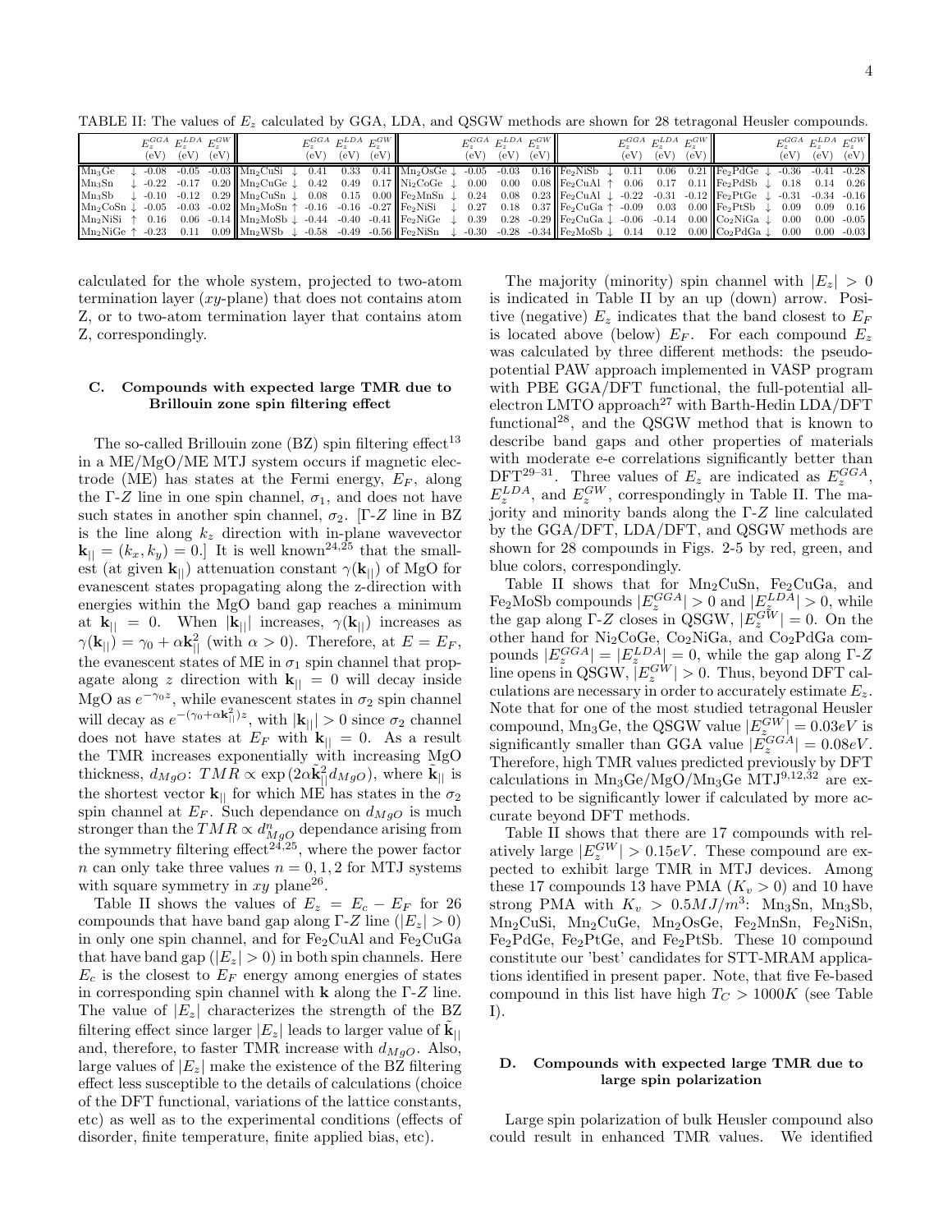TABLE II: The values of $E_z$ calculated by GGA, LDA, and QSGW methods are shown for 28 tetragonal Heusler compounds.

| | | $E_z^{GGA}$ (eV) | $E_z^{LDA}$ (eV) | $E_z^{GW}$ (eV) | | | $E_z^{GGA}$ (eV) | $E_z^{LDA}$ (eV) | $E_z^{GW}$ (eV) | | | $E_z^{GGA}$ (eV) | $E_z^{LDA}$ (eV) | $E_z^{GW}$ (eV) | | | $E_z^{GGA}$ (eV) | $E_z^{LDA}$ (eV) | $E_z^{GW}$ (eV) | | | $E_z^{GGA}$ (eV) | $E_z^{LDA}$ (eV) | $E_z^{GW}$ (eV) |
|---|---|---|---|---|---|---|---|---|---|---|---|---|---|---|---|---|---|---|---|---|---|---|---|---|
| $Mn_3Ge$ | ↓ | -0.08 | -0.05 | -0.03 | $Mn_2CuSi$ | ↓ | 0.41 | 0.33 | 0.41 | $Mn_2OsGe$ | ↓ | -0.05 | -0.03 | 0.16 | $Fe_2NiSb$ | ↓ | 0.11 | 0.06 | 0.21 | $Fe_2PdGe$ | ↓ | -0.36 | -0.41 | -0.28 |
| $Mn_3Sn$ | ↓ | -0.22 | -0.17 | 0.20 | $Mn_2CuGe$ | ↓ | 0.42 | 0.49 | 0.17 | $Ni_2CoGe$ | ↓ | 0.00 | 0.00 | 0.08 | $Fe_2CuAl$ | ↑ | 0.06 | 0.17 | 0.11 | $Fe_2PdSb$ | ↓ | 0.18 | 0.14 | 0.26 |
| $Mn_3Sb$ | ↓ | -0.10 | -0.12 | 0.29 | $Mn_2CuSn$ | ↓ | 0.08 | 0.15 | 0.00 | $Fe_2MnSn$ | ↓ | 0.24 | 0.08 | 0.23 | $Fe_2CuAl$ | ↓ | -0.22 | -0.31 | -0.12 | $Fe_2PtGe$ | ↓ | -0.31 | -0.34 | -0.16 |
| $Mn_2CoSn$ | ↓ | -0.05 | -0.03 | -0.02 | $Mn_2MoSn$ | ↑ | -0.16 | -0.16 | -0.27 | $Fe_2NiSi$ | ↓ | 0.27 | 0.18 | 0.37 | $Fe_2CuGa$ | ↑ | -0.09 | 0.03 | 0.00 | $Fe_2PtSb$ | ↓ | 0.09 | 0.09 | 0.16 |
| $Mn_2NiSi$ | ↑ | 0.16 | 0.06 | -0.14 | $Mn_2MoSb$ | ↓ | -0.44 | -0.40 | -0.41 | $Fe_2NiGe$ | ↓ | 0.39 | 0.28 | -0.29 | $Fe_2CuGa$ | ↓ | -0.06 | -0.14 | 0.00 | $Co_2NiGa$ | ↓ | 0.00 | 0.00 | -0.05 |
| $Mn_2NiGe$ | ↑ | -0.23 | 0.11 | 0.09 | $Mn_2WSb$ | ↓ | -0.58 | -0.49 | -0.56 | $Fe_2NiSn$ | ↓ | -0.30 | -0.28 | -0.34 | $Fe_2MoSb$ | ↓ | 0.14 | 0.12 | 0.00 | $Co_2PdGa$ | ↓ | 0.00 | 0.00 | -0.03 |

calculated for the whole system, projected to two-atom termination layer ($xy$-plane) that does not contains atom Z, or to two-atom termination layer that contains atom Z, correspondingly.

### C. Compounds with expected large TMR due to Brillouin zone spin filtering effect

The so-called Brillouin zone (BZ) spin filtering effect[13] in a ME/MgO/ME MTJ system occurs if magnetic electrode (ME) has states at the Fermi energy, $E_F$, along the Γ-$Z$ line in one spin channel, $\sigma_1$, and does not have such states in another spin channel, $\sigma_2$. [Γ-$Z$ line in BZ is the line along $k_z$ direction with in-plane wavevector $\mathbf{k}_{||} = (k_x, k_y) = 0$.] It is well known[24,25] that the smallest (at given $\mathbf{k}_{||}$) attenuation constant $\gamma(\mathbf{k}_{||})$ of MgO for evanescent states propagating along the z-direction with energies within the MgO band gap reaches a minimum at $\mathbf{k}_{||} = 0$. When $|\mathbf{k}_{||}|$ increases, $\gamma(\mathbf{k}_{||})$ increases as $\gamma(\mathbf{k}_{||}) = \gamma_0 + \alpha \mathbf{k}_{||}^2$ (with $\alpha > 0$). Therefore, at $E = E_F$, the evanescent states of ME in $\sigma_1$ spin channel that propagate along $z$ direction with $\mathbf{k}_{||} = 0$ will decay inside MgO as $e^{-\gamma_0 z}$, while evanescent states in $\sigma_2$ spin channel will decay as $e^{-(\gamma_0 + \alpha \mathbf{k}_{||}^2) z}$, with $|\mathbf{k}_{||}| > 0$ since $\sigma_2$ channel does not have states at $E_F$ with $\mathbf{k}_{||} = 0$. As a result the TMR increases exponentially with increasing MgO thickness, $d_{MgO}$: $TMR \propto \exp(2\alpha \tilde{\mathbf{k}}_{||}^2 d_{MgO})$, where $\tilde{\mathbf{k}}_{||}$ is the shortest vector $\mathbf{k}_{||}$ for which ME has states in the $\sigma_2$ spin channel at $E_F$. Such dependance on $d_{MgO}$ is much stronger than the $TMR \propto d_{MgO}^n$ dependance arising from the symmetry filtering effect[24,25], where the power factor $n$ can only take three values $n = 0, 1, 2$ for MTJ systems with square symmetry in $xy$ plane[26].

Table II shows the values of $E_z = E_c - E_F$ for 26 compounds that have band gap along Γ-$Z$ line ($|E_z| > 0$) in only one spin channel, and for $Fe_2CuAl$ and $Fe_2CuGa$ that have band gap ($|E_z| > 0$) in both spin channels. Here $E_c$ is the closest to $E_F$ energy among energies of states in corresponding spin channel with $\mathbf{k}$ along the Γ-$Z$ line. The value of $|E_z|$ characterizes the strength of the BZ filtering effect since larger $|E_z|$ leads to larger value of $\tilde{\mathbf{k}}_{||}$ and, therefore, to faster TMR increase with $d_{MgO}$. Also, large values of $|E_z|$ make the existence of the BZ filtering effect less susceptible to the details of calculations (choice of the DFT functional, variations of the lattice constants, etc) as well as to the experimental conditions (effects of disorder, finite temperature, finite applied bias, etc).

The majority (minority) spin channel with $|E_z| > 0$ is indicated in Table II by an up (down) arrow. Positive (negative) $E_z$ indicates that the band closest to $E_F$ is located above (below) $E_F$. For each compound $E_z$ was calculated by three different methods: the pseudopotential PAW approach implemented in VASP program with PBE GGA/DFT functional, the full-potential all-electron LMTO approach[27] with Barth-Hedin LDA/DFT functional[28], and the QSGW method that is known to describe band gaps and other properties of materials with moderate e-e correlations significantly better than DFT[29–31]. Three values of $E_z$ are indicated as $E_z^{GGA}$, $E_z^{LDA}$, and $E_z^{GW}$, correspondingly in Table II. The majority and minority bands along the Γ-$Z$ line calculated by the GGA/DFT, LDA/DFT, and QSGW methods are shown for 28 compounds in Figs. 2-5 by red, green, and blue colors, correspondingly.

Table II shows that for $Mn_2CuSn$, $Fe_2CuGa$, and $Fe_2MoSb$ compounds $|E_z^{GGA}| > 0$ and $|E_z^{LDA}| > 0$, while the gap along Γ-$Z$ closes in QSGW, $|E_z^{GW}| = 0$. On the other hand for $Ni_2CoGe$, $Co_2NiGa$, and $Co_2PdGa$ compounds $|E_z^{GGA}| = |E_z^{LDA}| = 0$, while the gap along Γ-$Z$ line opens in QSGW, $|E_z^{GW}| > 0$. Thus, beyond DFT calculations are necessary in order to accurately estimate $E_z$. Note that for one of the most studied tetragonal Heusler compound, $Mn_3Ge$, the QSGW value $|E_z^{GW}| = 0.03eV$ is significantly smaller than GGA value $|E_z^{GGA}| = 0.08eV$. Therefore, high TMR values predicted previously by DFT calculations in $Mn_3Ge$/MgO/$Mn_3Ge$ MTJ[9,12,32] are expected to be significantly lower if calculated by more accurate beyond DFT methods.

Table II shows that there are 17 compounds with relatively large $|E_z^{GW}| > 0.15eV$. These compound are expected to exhibit large TMR in MTJ devices. Among these 17 compounds 13 have PMA ($K_v > 0$) and 10 have strong PMA with $K_v > 0.5MJ/m^3$: $Mn_3Sn$, $Mn_3Sb$, $Mn_2CuSi$, $Mn_2CuGe$, $Mn_2OsGe$, $Fe_2MnSn$, $Fe_2NiSn$, $Fe_2PdGe$, $Fe_2PtGe$, and $Fe_2PtSb$. These 10 compound constitute our 'best' candidates for STT-MRAM applications identified in present paper. Note, that five Fe-based compound in this list have high $T_C > 1000K$ (see Table I).

### D. Compounds with expected large TMR due to large spin polarization

Large spin polarization of bulk Heusler compound also could result in enhanced TMR values. We identified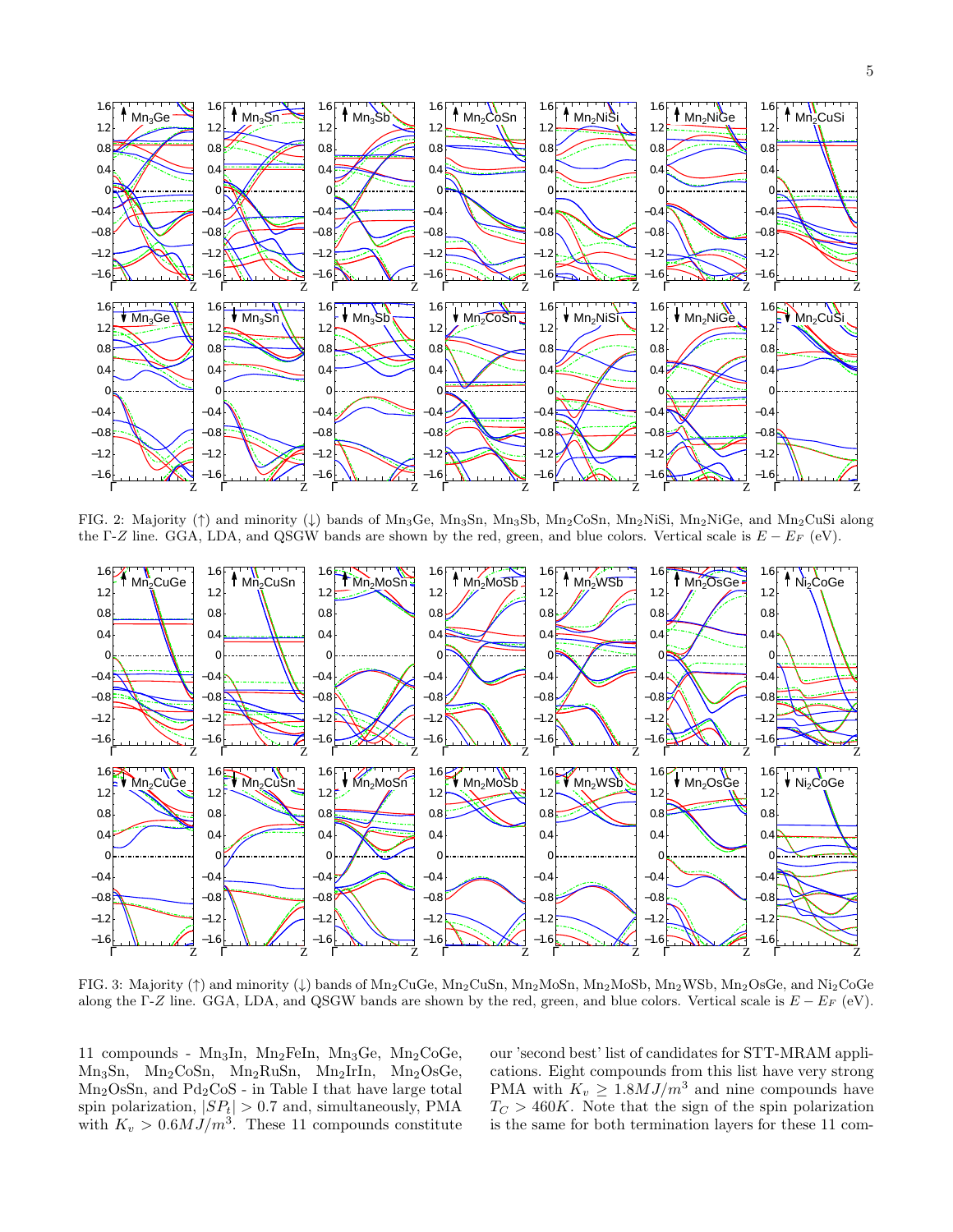FIG. 2: Majority (↑) and minority (↓) bands of $Mn_3Ge$, $Mn_3Sn$, $Mn_3Sb$, $Mn_2CoSn$, $Mn_2NiSi$, $Mn_2NiGe$, and $Mn_2CuSi$ along the Γ-$Z$ line. GGA, LDA, and QSGW bands are shown by the red, green, and blue colors. Vertical scale is $E - E_F$ (eV).

FIG. 3: Majority (↑) and minority (↓) bands of $Mn_2CuGe$, $Mn_2CuSn$, $Mn_2MoSn$, $Mn_2MoSb$, $Mn_2WSb$, $Mn_2OsGe$, and $Ni_2CoGe$ along the Γ-$Z$ line. GGA, LDA, and QSGW bands are shown by the red, green, and blue colors. Vertical scale is $E - E_F$ (eV).

11 compounds - $Mn_3In$, $Mn_2FeIn$, $Mn_3Ge$, $Mn_2CoGe$, $Mn_3Sn$, $Mn_2CoSn$, $Mn_2RuSn$, $Mn_2IrIn$, $Mn_2OsGe$, $Mn_2OsSn$, and $Pd_2CoS$ - in Table I that have large total spin polarization, $|SP_t| > 0.7$ and, simultaneously, PMA with $K_v > 0.6 MJ/m^3$. These 11 compounds constitute our 'second best' list of candidates for STT-MRAM applications. Eight compounds from this list have very strong PMA with $K_v \geq 1.8 MJ/m^3$ and nine compounds have $T_C > 460K$. Note that the sign of the spin polarization is the same for both termination layers for these 11 com-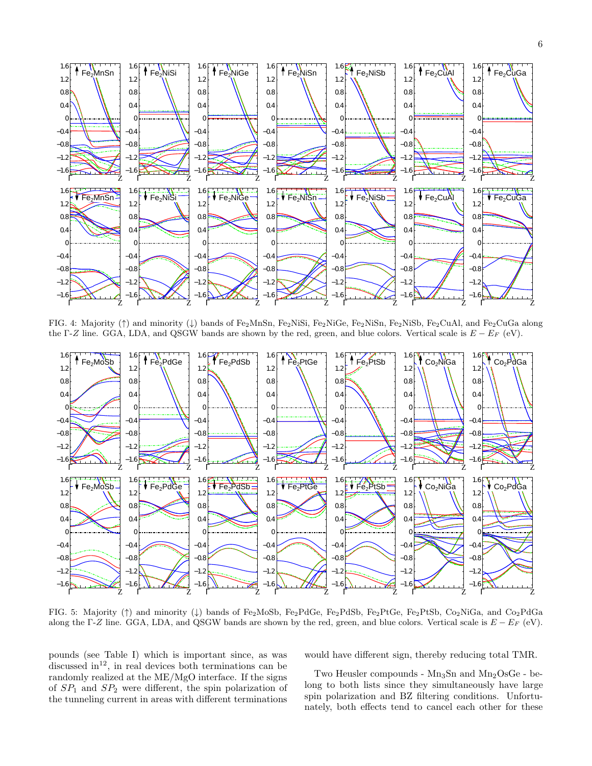FIG. 4: Majority (↑) and minority (↓) bands of $Fe_2MnSn$, $Fe_2NiSi$, $Fe_2NiGe$, $Fe_2NiSn$, $Fe_2NiSb$, $Fe_2CuAl$, and $Fe_2CuGa$ along the Γ-$Z$ line. GGA, LDA, and QSGW bands are shown by the red, green, and blue colors. Vertical scale is $E - E_F$ (eV).

FIG. 5: Majority (↑) and minority (↓) bands of $Fe_2MoSb$, $Fe_2PdGe$, $Fe_2PdSb$, $Fe_2PtGe$, $Fe_2PtSb$, $Co_2NiGa$, and $Co_2PdGa$ along the Γ-$Z$ line. GGA, LDA, and QSGW bands are shown by the red, green, and blue colors. Vertical scale is $E - E_F$ (eV).

pounds (see Table I) which is important since, as was discussed in[12], in real devices both terminations can be randomly realized at the ME/MgO interface. If the signs of $SP_1$ and $SP_2$ were different, the spin polarization of the tunneling current in areas with different terminations would have different sign, thereby reducing total TMR.

Two Heusler compounds - $Mn_3Sn$ and $Mn_2OsGe$ - belong to both lists since they simultaneously have large spin polarization and BZ filtering conditions. Unfortunately, both effects tend to cancel each other for these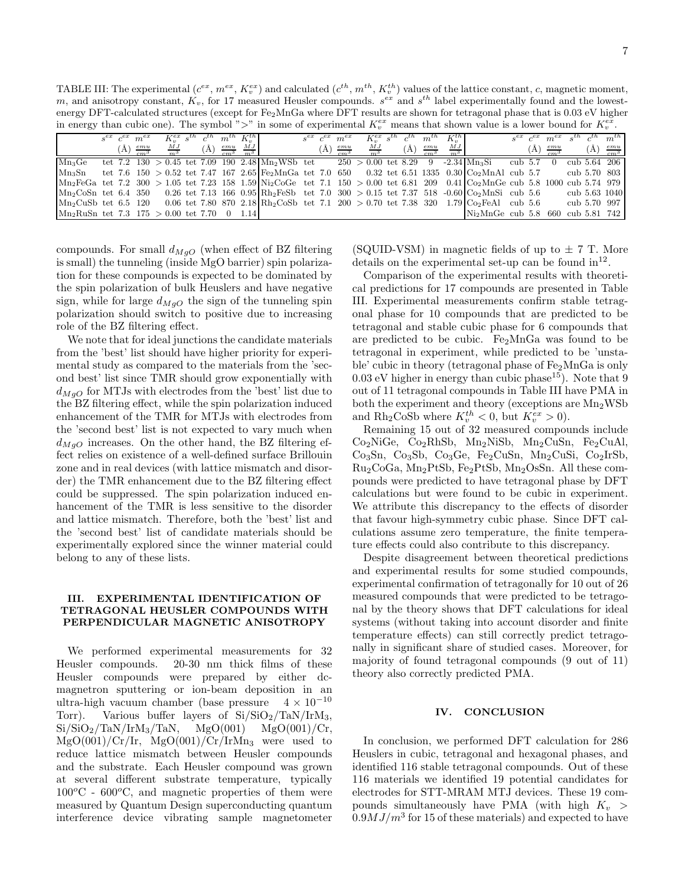TABLE III: The experimental ($c^{ex}$, $m^{ex}$, $K_v^{ex}$) and calculated ($c^{th}$, $m^{th}$, $K_v^{th}$) values of the lattice constant, $c$, magnetic moment, $m$, and anisotropy constant, $K_v$, for 17 measured Heusler compounds. $s^{ex}$ and $s^{th}$ label experimentally found and the lowest-energy DFT-calculated structures (except for $Fe_2MnGa$ where DFT results are shown for tetragonal phase that is 0.03 eV higher in energy than cubic one). The symbol ">" in some of experimental $K_v^{ex}$ means that shown value is a lower bound for $K_v^{ex}$.

| | $s^{ex}$ | $c^{ex}$ (Å) | $m^{ex}$ ($\frac{emu}{cm^3}$) | $K_v^{ex}$ ($\frac{MJ}{m^3}$) | $s^{th}$ | $c^{th}$ (Å) | $m^{th}$ ($\frac{emu}{cm^3}$) | $K_v^{th}$ ($\frac{MJ}{m^3}$) | | $s^{ex}$ | $c^{ex}$ (Å) | $m^{ex}$ ($\frac{emu}{cm^3}$) | $K_v^{ex}$ ($\frac{MJ}{m^3}$) | $s^{th}$ | $c^{th}$ (Å) | $m^{th}$ ($\frac{emu}{cm^3}$) | $K_v^{th}$ ($\frac{MJ}{m^3}$) | | $s^{ex}$ | $c^{ex}$ (Å) | $m^{ex}$ ($\frac{emu}{cm^3}$) | $s^{th}$ | $c^{th}$ (Å) | $m^{th}$ ($\frac{emu}{cm^3}$) |
|---|---|---|---|---|---|---|---|---|---|---|---|---|---|---|---|---|---|---|---|---|---|---|---|---|
| $Mn_3Ge$ | tet | 7.2 | 130 | > 0.45 | tet | 7.09 | 190 | 2.48 | $Mn_2WSb$ | tet | | 250 | > 0.00 | tet | 8.29 | 9 | -2.34 | $Mn_3Si$ | cub | 5.7 | 0 | cub | 5.64 | 206 |
| $Mn_3Sn$ | tet | 7.6 | 150 | > 0.52 | tet | 7.47 | 167 | 2.65 | $Fe_2MnGa$ | tet | 7.0 | 650 | 0.32 | tet | 6.51 | 1335 | 0.30 | $Co_2MnAl$ | cub | 5.7 | | cub | 5.70 | 803 |
| $Mn_2FeGa$ | tet | 7.2 | 300 | > 1.05 | tet | 7.23 | 158 | 1.59 | $Ni_2CoGe$ | tet | 7.1 | 150 | > 0.00 | tet | 6.81 | 209 | 0.41 | $Co_2MnGe$ | cub | 5.8 | 1000 | cub | 5.74 | 979 |
| $Mn_2CoSn$ | tet | 6.4 | 350 | 0.26 | tet | 7.13 | 166 | 0.95 | $Rh_2FeSb$ | tet | 7.0 | 300 | > 0.15 | tet | 7.37 | 518 | -0.60 | $Co_2MnSi$ | cub | 5.6 | | cub | 5.63 | 1040 |
| $Mn_2CuSb$ | tet | 6.5 | 120 | 0.06 | tet | 7.80 | 870 | 2.18 | $Rh_2CoSb$ | tet | 7.1 | 200 | > 0.70 | tet | 7.38 | 320 | 1.79 | $Co_2FeAl$ | cub | 5.6 | | cub | 5.70 | 997 |
| $Mn_2RuSn$ | tet | 7.3 | 175 | > 0.00 | tet | 7.70 | 0 | 1.14 | | | | | | | | | | $Ni_2MnGe$ | cub | 5.8 | 660 | cub | 5.81 | 742 |

compounds. For small $d_{MgO}$ (when effect of BZ filtering is small) the tunneling (inside MgO barrier) spin polarization for these compounds is expected to be dominated by the spin polarization of bulk Heuslers and have negative sign, while for large $d_{MgO}$ the sign of the tunneling spin polarization should switch to positive due to increasing role of the BZ filtering effect.

We note that for ideal junctions the candidate materials from the 'best' list should have higher priority for experimental study as compared to the materials from the 'second best' list since TMR should grow exponentially with $d_{MgO}$ for MTJs with electrodes from the 'best' list due to the BZ filtering effect, while the spin polarization induced enhancement of the TMR for MTJs with electrodes from the 'second best' list is not expected to vary much when $d_{MgO}$ increases. On the other hand, the BZ filtering effect relies on existence of a well-defined surface Brillouin zone and in real devices (with lattice mismatch and disorder) the TMR enhancement due to the BZ filtering effect could be suppressed. The spin polarization induced enhancement of the TMR is less sensitive to the disorder and lattice mismatch. Therefore, both the 'best' list and the 'second best' list of candidate materials should be experimentally explored since the winner material could belong to any of these lists.

## III. EXPERIMENTAL IDENTIFICATION OF TETRAGONAL HEUSLER COMPOUNDS WITH PERPENDICULAR MAGNETIC ANISOTROPY

We performed experimental measurements for 32 Heusler compounds. 20-30 nm thick films of these Heusler compounds were prepared by either dc-magnetron sputtering or ion-beam deposition in an ultra-high vacuum chamber (base pressure $4 \times 10^{-10}$ Torr). Various buffer layers of $Si/SiO_2/TaN/IrM_3$, $Si/SiO_2/TaN/IrM_3/TaN$, MgO(001) MgO(001)/Cr, MgO(001)/Cr/Ir, MgO(001)/Cr/$IrMn_3$ were used to reduce lattice mismatch between Heusler compounds and the substrate. Each Heusler compound was grown at several different substrate temperature, typically $100^oC$ - $600^oC$, and magnetic properties of them were measured by Quantum Design superconducting quantum interference device vibrating sample magnetometer (SQUID-VSM) in magnetic fields of up to ± 7 T. More details on the experimental set-up can be found in[12].

Comparison of the experimental results with theoretical predictions for 17 compounds are presented in Table III. Experimental measurements confirm stable tetragonal phase for 10 compounds that are predicted to be tetragonal and stable cubic phase for 6 compounds that are predicted to be cubic. $Fe_2MnGa$ was found to be tetragonal in experiment, while predicted to be 'unstable' cubic in theory (tetragonal phase of $Fe_2MnGa$ is only 0.03 eV higher in energy than cubic phase[15]). Note that 9 out of 11 tetragonal compounds in Table III have PMA in both the experiment and theory (exceptions are $Mn_2WSb$ and $Rh_2CoSb$ where $K_v^{th} < 0$, but $K_v^{ex} > 0$).

Remaining 15 out of 32 measured compounds include $Co_2NiGe$, $Co_2RhSb$, $Mn_2NiSb$, $Mn_2CuSn$, $Fe_2CuAl$, $Co_3Sn$, $Co_3Sb$, $Co_3Ge$, $Fe_2CuSn$, $Mn_2CuSi$, $Co_2IrSb$, $Ru_2CoGa$, $Mn_2PtSb$, $Fe_2PtSb$, $Mn_2OsSn$. All these compounds were predicted to have tetragonal phase by DFT calculations but were found to be cubic in experiment. We attribute this discrepancy to the effects of disorder that favour high-symmetry cubic phase. Since DFT calculations assume zero temperature, the finite temperature effects could also contribute to this discrepancy.

Despite disagreement between theoretical predictions and experimental results for some studied compounds, experimental confirmation of tetragonally for 10 out of 26 measured compounds that were predicted to be tetragonal by the theory shows that DFT calculations for ideal systems (without taking into account disorder and finite temperature effects) can still correctly predict tetragonally in significant share of studied cases. Moreover, for majority of found tetragonal compounds (9 out of 11) theory also correctly predicted PMA.

## IV. CONCLUSION

In conclusion, we performed DFT calculation for 286 Heuslers in cubic, tetragonal and hexagonal phases, and identified 116 stable tetragonal compounds. Out of these 116 materials we identified 19 potential candidates for electrodes for STT-MRAM MTJ devices. These 19 compounds simultaneously have PMA (with high $K_v > 0.9 MJ/m^3$ for 15 of these materials) and expected to have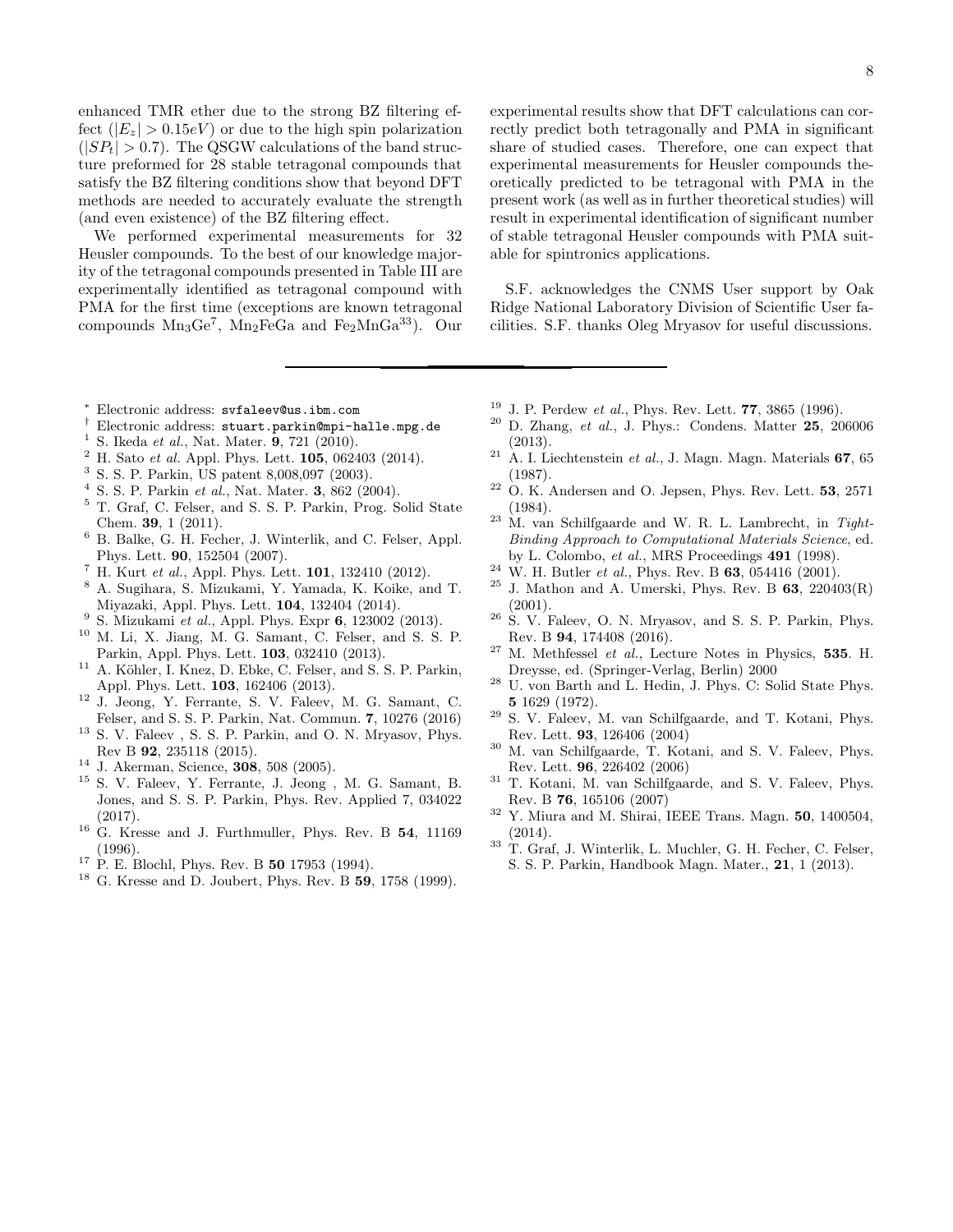enhanced TMR ether due to the strong BZ filtering effect ($|E_z| > 0.15eV$) or due to the high spin polarization ($|SP_t| > 0.7$). The QSGW calculations of the band structure preformed for 28 stable tetragonal compounds that satisfy the BZ filtering conditions show that beyond DFT methods are needed to accurately evaluate the strength (and even existence) of the BZ filtering effect.

We performed experimental measurements for 32 Heusler compounds. To the best of our knowledge majority of the tetragonal compounds presented in Table III are experimentally identified as tetragonal compound with PMA for the first time (exceptions are known tetragonal compounds $Mn_3Ge$[7], $Mn_2FeGa$ and $Fe_2MnGa$[33]). Our experimental results show that DFT calculations can correctly predict both tetragonally and PMA in significant share of studied cases. Therefore, one can expect that experimental measurements for Heusler compounds theoretically predicted to be tetragonal with PMA in the present work (as well as in further theoretical studies) will result in experimental identification of significant number of stable tetragonal Heusler compounds with PMA suitable for spintronics applications.

S.F. acknowledges the CNMS User support by Oak Ridge National Laboratory Division of Scientific User facilities. S.F. thanks Oleg Mryasov for useful discussions.

---

[*] Electronic address: svfaleev@us.ibm.com
[†] Electronic address: stuart.parkin@mpi-halle.mpg.de
[1] S. Ikeda *et al.*, Nat. Mater. **9**, 721 (2010).
[2] H. Sato *et al.* Appl. Phys. Lett. **105**, 062403 (2014).
[3] S. S. P. Parkin, US patent 8,008,097 (2003).
[4] S. S. P. Parkin *et al.*, Nat. Mater. **3**, 862 (2004).
[5] T. Graf, C. Felser, and S. S. P. Parkin, Prog. Solid State Chem. **39**, 1 (2011).
[6] B. Balke, G. H. Fecher, J. Winterlik, and C. Felser, Appl. Phys. Lett. **90**, 152504 (2007).
[7] H. Kurt *et al.*, Appl. Phys. Lett. **101**, 132410 (2012).
[8] A. Sugihara, S. Mizukami, Y. Yamada, K. Koike, and T. Miyazaki, Appl. Phys. Lett. **104**, 132404 (2014).
[9] S. Mizukami *et al.*, Appl. Phys. Expr **6**, 123002 (2013).
[10] M. Li, X. Jiang, M. G. Samant, C. Felser, and S. S. P. Parkin, Appl. Phys. Lett. **103**, 032410 (2013).
[11] A. Köhler, I. Knez, D. Ebke, C. Felser, and S. S. P. Parkin, Appl. Phys. Lett. **103**, 162406 (2013).
[12] J. Jeong, Y. Ferrante, S. V. Faleev, M. G. Samant, C. Felser, and S. S. P. Parkin, Nat. Commun. **7**, 10276 (2016)
[13] S. V. Faleev , S. S. P. Parkin, and O. N. Mryasov, Phys. Rev B **92**, 235118 (2015).
[14] J. Akerman, Science, **308**, 508 (2005).
[15] S. V. Faleev, Y. Ferrante, J. Jeong , M. G. Samant, B. Jones, and S. S. P. Parkin, Phys. Rev. Applied 7, 034022 (2017).
[16] G. Kresse and J. Furthmuller, Phys. Rev. B **54**, 11169 (1996).
[17] P. E. Blochl, Phys. Rev. B **50** 17953 (1994).
[18] G. Kresse and D. Joubert, Phys. Rev. B **59**, 1758 (1999).
[19] J. P. Perdew *et al.*, Phys. Rev. Lett. **77**, 3865 (1996).
[20] D. Zhang, *et al.*, J. Phys.: Condens. Matter **25**, 206006 (2013).
[21] A. I. Liechtenstein *et al.*, J. Magn. Magn. Materials **67**, 65 (1987).
[22] O. K. Andersen and O. Jepsen, Phys. Rev. Lett. **53**, 2571 (1984).
[23] M. van Schilfgaarde and W. R. L. Lambrecht, in *Tight-Binding Approach to Computational Materials Science*, ed. by L. Colombo, *et al.*, MRS Proceedings **491** (1998).
[24] W. H. Butler *et al.*, Phys. Rev. B **63**, 054416 (2001).
[25] J. Mathon and A. Umerski, Phys. Rev. B **63**, 220403(R) (2001).
[26] S. V. Faleev, O. N. Mryasov, and S. S. P. Parkin, Phys. Rev. B **94**, 174408 (2016).
[27] M. Methfessel *et al.*, Lecture Notes in Physics, **535**. H. Dreysse, ed. (Springer-Verlag, Berlin) 2000
[28] U. von Barth and L. Hedin, J. Phys. C: Solid State Phys. **5** 1629 (1972).
[29] S. V. Faleev, M. van Schilfgaarde, and T. Kotani, Phys. Rev. Lett. **93**, 126406 (2004)
[30] M. van Schilfgaarde, T. Kotani, and S. V. Faleev, Phys. Rev. Lett. **96**, 226402 (2006)
[31] T. Kotani, M. van Schilfgaarde, and S. V. Faleev, Phys. Rev. B **76**, 165106 (2007)
[32] Y. Miura and M. Shirai, IEEE Trans. Magn. **50**, 1400504, (2014).
[33] T. Graf, J. Winterlik, L. Muchler, G. H. Fecher, C. Felser, S. S. P. Parkin, Handbook Magn. Mater., **21**, 1 (2013).